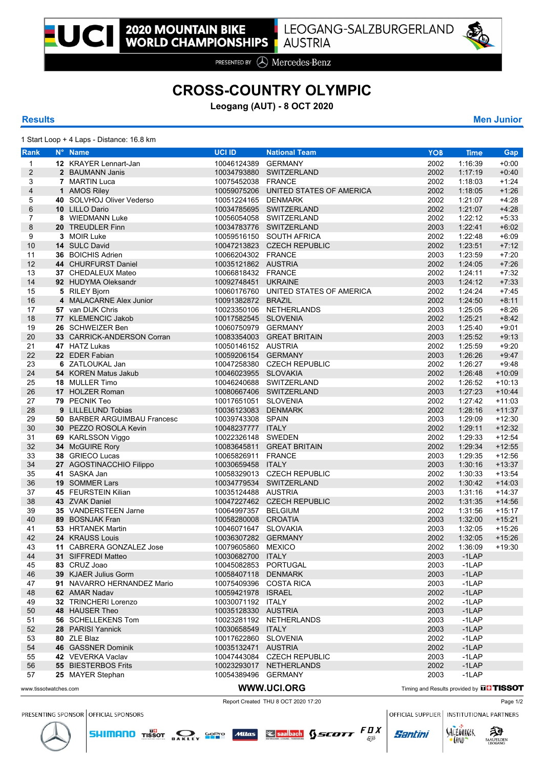# 2020 MOUNTAIN BIKE WORLD CHAMPIONSHIPS

LEOGANG-SALZBURGERLAND AUSTRIA

PRESENTED BY Mercedes-Benz

## CROSS-COUNTRY OLYMPIC

**Leogang (AUT) - 8 OCT 2020**

**Results** **Men Junior**

1 Start Loop + 4 Laps - Distance: 16.8 km

| Rank | N° | Name | UCI ID | National Team | YOB | Time | Gap |
|---|---|---|---|---|---|---|---|
| 1 | **12** | KRAYER Lennart-Jan | 10046124389 | GERMANY | 2002 | 1:16:39 | +0:00 |
| 2 | **2** | BAUMANN Janis | 10034793880 | SWITZERLAND | 2002 | 1:17:19 | +0:40 |
| 3 | **7** | MARTIN Luca | 10075452038 | FRANCE | 2002 | 1:18:03 | +1:24 |
| 4 | **1** | AMOS Riley | 10059075206 | UNITED STATES OF AMERICA | 2002 | 1:18:05 | +1:26 |
| 5 | **40** | SOLVHOJ Oliver Vederso | 10051224165 | DENMARK | 2002 | 1:21:07 | +4:28 |
| 6 | **10** | LILLO Dario | 10034785695 | SWITZERLAND | 2002 | 1:21:07 | +4:28 |
| 7 | **8** | WIEDMANN Luke | 10056054058 | SWITZERLAND | 2002 | 1:22:12 | +5:33 |
| 8 | **20** | TREUDLER Finn | 10034783776 | SWITZERLAND | 2003 | 1:22:41 | +6:02 |
| 9 | **3** | MOIR Luke | 10059516150 | SOUTH AFRICA | 2002 | 1:22:48 | +6:09 |
| 10 | **14** | SULC David | 10047213823 | CZECH REPUBLIC | 2002 | 1:23:51 | +7:12 |
| 11 | **36** | BOICHIS Adrien | 10066204302 | FRANCE | 2003 | 1:23:59 | +7:20 |
| 12 | **44** | CHURFURST Daniel | 10035121862 | AUSTRIA | 2002 | 1:24:05 | +7:26 |
| 13 | **37** | CHEDALEUX Mateo | 10066818432 | FRANCE | 2002 | 1:24:11 | +7:32 |
| 14 | **92** | HUDYMA Oleksandr | 10092748451 | UKRAINE | 2003 | 1:24:12 | +7:33 |
| 15 | **5** | RILEY Bjorn | 10060176760 | UNITED STATES OF AMERICA | 2002 | 1:24:24 | +7:45 |
| 16 | **4** | MALACARNE Alex Junior | 10091382872 | BRAZIL | 2002 | 1:24:50 | +8:11 |
| 17 | **57** | van DIJK Chris | 10023350106 | NETHERLANDS | 2003 | 1:25:05 | +8:26 |
| 18 | **77** | KLEMENCIC Jakob | 10017582545 | SLOVENIA | 2002 | 1:25:21 | +8:42 |
| 19 | **26** | SCHWEIZER Ben | 10060750979 | GERMANY | 2003 | 1:25:40 | +9:01 |
| 20 | **33** | CARRICK-ANDERSON Corran | 10083354003 | GREAT BRITAIN | 2003 | 1:25:52 | +9:13 |
| 21 | **47** | HATZ Lukas | 10050146152 | AUSTRIA | 2002 | 1:25:59 | +9:20 |
| 22 | **22** | EDER Fabian | 10059206154 | GERMANY | 2003 | 1:26:26 | +9:47 |
| 23 | **6** | ZATLOUKAL Jan | 10047258380 | CZECH REPUBLIC | 2002 | 1:26:27 | +9:48 |
| 24 | **54** | KOREN Matus Jakub | 10046023955 | SLOVAKIA | 2002 | 1:26:48 | +10:09 |
| 25 | **18** | MULLER Timo | 10046240688 | SWITZERLAND | 2002 | 1:26:52 | +10:13 |
| 26 | **17** | HOLZER Roman | 10080667406 | SWITZERLAND | 2003 | 1:27:23 | +10:44 |
| 27 | **79** | PECNIK Teo | 10017651051 | SLOVENIA | 2002 | 1:27:42 | +11:03 |
| 28 | **9** | LILLELUND Tobias | 10036123083 | DENMARK | 2002 | 1:28:16 | +11:37 |
| 29 | **50** | BARBER ARGUIMBAU Francesc | 10039743308 | SPAIN | 2003 | 1:29:09 | +12:30 |
| 30 | **30** | PEZZO ROSOLA Kevin | 10048237777 | ITALY | 2002 | 1:29:11 | +12:32 |
| 31 | **69** | KARLSSON Viggo | 10022326148 | SWEDEN | 2002 | 1:29:33 | +12:54 |
| 32 | **34** | McGUIRE Rory | 10083645811 | GREAT BRITAIN | 2002 | 1:29:34 | +12:55 |
| 33 | **38** | GRIECO Lucas | 10065826911 | FRANCE | 2003 | 1:29:35 | +12:56 |
| 34 | **27** | AGOSTINACCHIO Filippo | 10030659458 | ITALY | 2003 | 1:30:16 | +13:37 |
| 35 | **41** | SASKA Jan | 10058329013 | CZECH REPUBLIC | 2002 | 1:30:33 | +13:54 |
| 36 | **19** | SOMMER Lars | 10034779534 | SWITZERLAND | 2002 | 1:30:42 | +14:03 |
| 37 | **45** | FEURSTEIN Kilian | 10035124488 | AUSTRIA | 2003 | 1:31:16 | +14:37 |
| 38 | **43** | ZVAK Daniel | 10047227462 | CZECH REPUBLIC | 2002 | 1:31:35 | +14:56 |
| 39 | **35** | VANDERSTEEN Jarne | 10064997357 | BELGIUM | 2002 | 1:31:56 | +15:17 |
| 40 | **89** | BOSNJAK Fran | 10058280008 | CROATIA | 2003 | 1:32:00 | +15:21 |
| 41 | **53** | HRTANEK Martin | 10046071647 | SLOVAKIA | 2003 | 1:32:05 | +15:26 |
| 42 | **24** | KRAUSS Louis | 10036307282 | GERMANY | 2002 | 1:32:05 | +15:26 |
| 43 | **11** | CABRERA GONZALEZ Jose | 10079605860 | MEXICO | 2002 | 1:36:09 | +19:30 |
| 44 | **31** | SIFFREDI Matteo | 10030682700 | ITALY | 2003 | -1LAP | |
| 45 | **83** | CRUZ Joao | 10045082853 | PORTUGAL | 2003 | -1LAP | |
| 46 | **39** | KJAER Julius Gorm | 10058407118 | DENMARK | 2003 | -1LAP | |
| 47 | **91** | NAVARRO HERNANDEZ Mario | 10075409396 | COSTA RICA | 2003 | -1LAP | |
| 48 | **62** | AMAR Nadav | 10059421978 | ISRAEL | 2002 | -1LAP | |
| 49 | **32** | TRINCHERI Lorenzo | 10030071192 | ITALY | 2002 | -1LAP | |
| 50 | **48** | HAUSER Theo | 10035128330 | AUSTRIA | 2003 | -1LAP | |
| 51 | **56** | SCHELLEKENS Tom | 10023281192 | NETHERLANDS | 2003 | -1LAP | |
| 52 | **28** | PARISI Yannick | 10030658549 | ITALY | 2003 | -1LAP | |
| 53 | **80** | ZLE Blaz | 10017622860 | SLOVENIA | 2002 | -1LAP | |
| 54 | **46** | GASSNER Dominik | 10035132471 | AUSTRIA | 2002 | -1LAP | |
| 55 | **42** | VEVERKA Vaclav | 10047443084 | CZECH REPUBLIC | 2003 | -1LAP | |
| 56 | **55** | BIESTERBOS Frits | 10023293017 | NETHERLANDS | 2002 | -1LAP | |
| 57 | **25** | MAYER Stephan | 10054389496 | GERMANY | 2003 | -1LAP | |

www.tissotwatches.com | WWW.UCI.ORG | Timing and Results provided by TISSOT

Report Created THU 8 OCT 2020 17:20

PRESENTING SPONSOR | OFFICIAL SPONSORS | OFFICIAL SUPPLIER | INSTITUTIONAL PARTNERS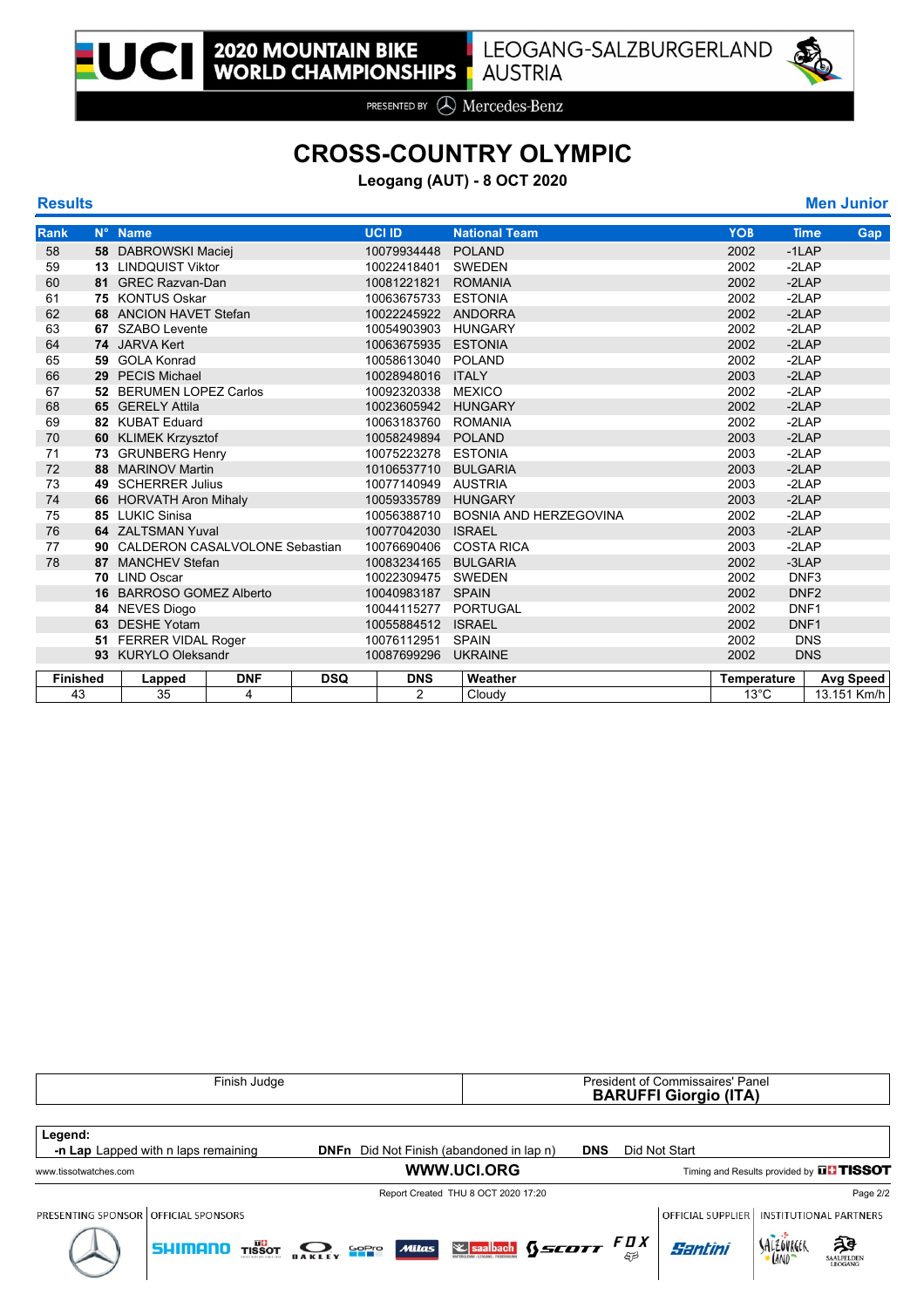# 2020 MOUNTAIN BIKE WORLD CHAMPIONSHIPS

LEOGANG-SALZBURGERLAND AUSTRIA

PRESENTED BY Mercedes-Benz

# CROSS-COUNTRY OLYMPIC

**Leogang (AUT) - 8 OCT 2020**

**Results** **Men Junior**

| Rank | N° | Name | UCI ID | National Team | YOB | Time | Gap |
|---|---|---|---|---|---|---|---|
| 58 | 58 | DABROWSKI Maciej | 10079934448 | POLAND | 2002 | -1LAP | |
| 59 | 13 | LINDQUIST Viktor | 10022418401 | SWEDEN | 2002 | -2LAP | |
| 60 | 81 | GREC Razvan-Dan | 10081221821 | ROMANIA | 2002 | -2LAP | |
| 61 | 75 | KONTUS Oskar | 10063675733 | ESTONIA | 2002 | -2LAP | |
| 62 | 68 | ANCION HAVET Stefan | 10022245922 | ANDORRA | 2002 | -2LAP | |
| 63 | 67 | SZABO Levente | 10054903903 | HUNGARY | 2002 | -2LAP | |
| 64 | 74 | JARVA Kert | 10063675935 | ESTONIA | 2002 | -2LAP | |
| 65 | 59 | GOLA Konrad | 10058613040 | POLAND | 2002 | -2LAP | |
| 66 | 29 | PECIS Michael | 10028948016 | ITALY | 2003 | -2LAP | |
| 67 | 52 | BERUMEN LOPEZ Carlos | 10092320338 | MEXICO | 2002 | -2LAP | |
| 68 | 65 | GERELY Attila | 10023605942 | HUNGARY | 2002 | -2LAP | |
| 69 | 82 | KUBAT Eduard | 10063183760 | ROMANIA | 2002 | -2LAP | |
| 70 | 60 | KLIMEK Krzysztof | 10058249894 | POLAND | 2003 | -2LAP | |
| 71 | 73 | GRUNBERG Henry | 10075223278 | ESTONIA | 2003 | -2LAP | |
| 72 | 88 | MARINOV Martin | 10106537710 | BULGARIA | 2003 | -2LAP | |
| 73 | 49 | SCHERRER Julius | 10077140949 | AUSTRIA | 2003 | -2LAP | |
| 74 | 66 | HORVATH Aron Mihaly | 10059335789 | HUNGARY | 2003 | -2LAP | |
| 75 | 85 | LUKIC Sinisa | 10056388710 | BOSNIA AND HERZEGOVINA | 2002 | -2LAP | |
| 76 | 64 | ZALTSMAN Yuval | 10077042030 | ISRAEL | 2003 | -2LAP | |
| 77 | 90 | CALDERON CASALVOLONE Sebastian | 10076690406 | COSTA RICA | 2003 | -2LAP | |
| 78 | 87 | MANCHEV Stefan | 10083234165 | BULGARIA | 2002 | -3LAP | |
| | 70 | LIND Oscar | 10022309475 | SWEDEN | 2002 | DNF3 | |
| | 16 | BARROSO GOMEZ Alberto | 10040983187 | SPAIN | 2002 | DNF2 | |
| | 84 | NEVES Diogo | 10044115277 | PORTUGAL | 2002 | DNF1 | |
| | 63 | DESHE Yotam | 10055884512 | ISRAEL | 2002 | DNF1 | |
| | 51 | FERRER VIDAL Roger | 10076112951 | SPAIN | 2002 | DNS | |
| | 93 | KURYLO Oleksandr | 10087699296 | UKRAINE | 2002 | DNS | |

| Finished | Lapped | DNF | DSQ | DNS | Weather | Temperature | Avg Speed |
|---|---|---|---|---|---|---|---|
| 43 | 35 | 4 | | 2 | Cloudy | 13°C | 13.151 Km/h |

| Finish Judge | President of Commissaires' Panel |
|---|---|
| | **BARUFFI Giorgio (ITA)** |

**Legend:**
**-n Lap** Lapped with n laps remaining **DNFn** Did Not Finish (abandoned in lap n) **DNS** Did Not Start

www.tissotwatches.com WWW.UCI.ORG Timing and Results provided by TISSOT

Report Created THU 8 OCT 2020 17:20

PRESENTING SPONSOR | OFFICIAL SPONSORS | OFFICIAL SUPPLIER | INSTITUTIONAL PARTNERS